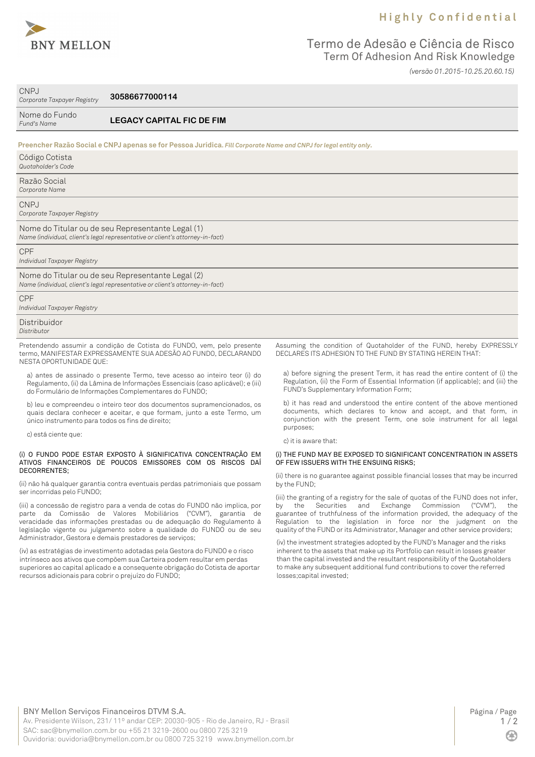BNY MELLON

**Highly Confidential**

# Termo de Adesão e Ciência de Risco
## Term Of Adhesion And Risk Knowledge

*(versão 01.2015-10.25.20.60.15)*

| | |
|---|---|
| CNPJ *Corporate Taxpayer Registry* | **30586677000114** |
| Nome do Fundo *Fund's Name* | **LEGACY CAPITAL FIC DE FIM** |

**Preencher Razão Social e CNPJ apenas se for Pessoa Jurídica.** ***Fill Corporate Name and CNPJ for legal entity only.***

| |
|---|
| Código Cotista *Quotaholder's Code* |
| Razão Social *Corporate Name* |
| CNPJ *Corporate Taxpayer Registry* |
| Nome do Titular ou de seu Representante Legal (1) *Name (individual, client's legal representative or client's attorney-in-fact)* |
| CPF *Individual Taxpayer Registry* |
| Nome do Titular ou de seu Representante Legal (2) *Name (individual, client's legal representative or client's attorney-in-fact)* |
| CPF *Individual Taxpayer Registry* |
| Distribuidor *Distributor* |

Pretendendo assumir a condição de Cotista do FUNDO, vem, pelo presente termo, MANIFESTAR EXPRESSAMENTE SUA ADESÃO AO FUNDO, DECLARANDO NESTA OPORTUNIDADE QUE:

a) antes de assinado o presente Termo, teve acesso ao inteiro teor (i) do Regulamento, (ii) da Lâmina de Informações Essenciais (caso aplicável); e (iii) do Formulário de Informações Complementares do FUNDO;

b) leu e compreendeu o inteiro teor dos documentos supramencionados, os quais declara conhecer e aceitar, e que formam, junto a este Termo, um único instrumento para todos os fins de direito;

c) está ciente que:

(i) O FUNDO PODE ESTAR EXPOSTO À SIGNIFICATIVA CONCENTRAÇÃO EM ATIVOS FINANCEIROS DE POUCOS EMISSORES COM OS RISCOS DAÍ DECORRENTES;

(ii) não há qualquer garantia contra eventuais perdas patrimoniais que possam ser incorridas pelo FUNDO;

(iii) a concessão de registro para a venda de cotas do FUNDO não implica, por parte da Comissão de Valores Mobiliários ("CVM"), garantia de veracidade das informações prestadas ou de adequação do Regulamento à legislação vigente ou julgamento sobre a qualidade do FUNDO ou de seu Administrador, Gestora e demais prestadores de serviços;

(iv) as estratégias de investimento adotadas pela Gestora do FUNDO e o risco intrínseco aos ativos que compõem sua Carteira podem resultar em perdas superiores ao capital aplicado e a consequente obrigação do Cotista de aportar recursos adicionais para cobrir o prejuízo do FUNDO;

Assuming the condition of Quotaholder of the FUND, hereby EXPRESSLY DECLARES ITS ADHESION TO THE FUND BY STATING HEREIN THAT:

a) before signing the present Term, it has read the entire content of (i) the Regulation, (ii) the Form of Essential Information (if applicable); and (iii) the FUND's Supplementary Information Form;

b) it has read and understood the entire content of the above mentioned documents, which declares to know and accept, and that form, in conjunction with the present Term, one sole instrument for all legal purposes;

c) it is aware that:

(i) THE FUND MAY BE EXPOSED TO SIGNIFICANT CONCENTRATION IN ASSETS OF FEW ISSUERS WITH THE ENSUING RISKS;

(ii) there is no guarantee against possible financial losses that may be incurred by the FUND;

(iii) the granting of a registry for the sale of quotas of the FUND does not infer, by the Securities and Exchange Commission ("CVM"), the guarantee of truthfulness of the information provided, the adequacy of the Regulation to the legislation in force nor the judgment on the quality of the FUND or its Administrator, Manager and other service providers;

(iv) the investment strategies adopted by the FUND's Manager and the risks inherent to the assets that make up its Portfolio can result in losses greater than the capital invested and the resultant responsibility of the Quotaholders to make any subsequent additional fund contributions to cover the referred losses;capital invested;

BNY Mellon Serviços Financeiros DTVM S.A.
Av. Presidente Wilson, 231/ 11º andar CEP: 20030-905 - Rio de Janeiro, RJ - Brasil
SAC: sac@bnymellon.com.br ou +55 21 3219-2600 ou 0800 725 3219
Ouvidoria: ouvidoria@bnymellon.com.br ou 0800 725 3219 www.bnymellon.com.br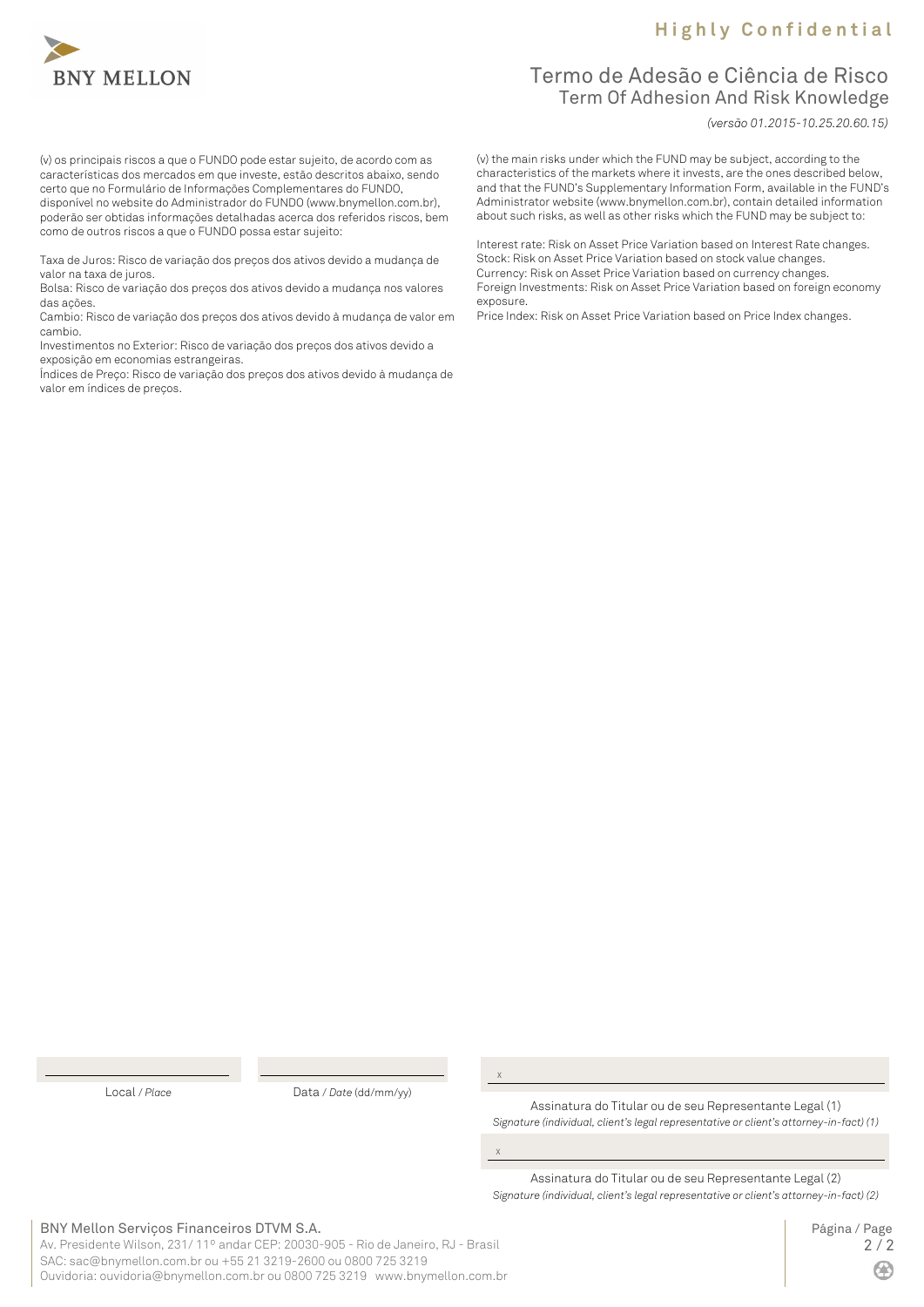# Termo de Adesão e Ciência de Risco
## Term Of Adhesion And Risk Knowledge

*(versão 01.2015-10.25.20.60.15)*

(v) os principais riscos a que o FUNDO pode estar sujeito, de acordo com as características dos mercados em que investe, estão descritos abaixo, sendo certo que no Formulário de Informações Complementares do FUNDO, disponível no website do Administrador do FUNDO (www.bnymellon.com.br), poderão ser obtidas informações detalhadas acerca dos referidos riscos, bem como de outros riscos a que o FUNDO possa estar sujeito:

Taxa de Juros: Risco de variação dos preços dos ativos devido a mudança de valor na taxa de juros.
Bolsa: Risco de variação dos preços dos ativos devido a mudança nos valores das ações.
Cambio: Risco de variação dos preços dos ativos devido à mudança de valor em cambio.
Investimentos no Exterior: Risco de variação dos preços dos ativos devido a exposição em economias estrangeiras.
Índices de Preço: Risco de variação dos preços dos ativos devido à mudança de valor em índices de preços.

(v) the main risks under which the FUND may be subject, according to the characteristics of the markets where it invests, are the ones described below, and that the FUND's Supplementary Information Form, available in the FUND's Administrator website (www.bnymellon.com.br), contain detailed information about such risks, as well as other risks which the FUND may be subject to:

Interest rate: Risk on Asset Price Variation based on Interest Rate changes.
Stock: Risk on Asset Price Variation based on stock value changes.
Currency: Risk on Asset Price Variation based on currency changes.
Foreign Investments: Risk on Asset Price Variation based on foreign economy exposure.
Price Index: Risk on Asset Price Variation based on Price Index changes.

\_\_\_\_\_\_\_\_\_\_\_\_\_\_\_\_\_\_\_\_
Local / *Place*

\_\_\_\_\_\_\_\_\_\_\_\_\_\_\_\_\_\_\_\_
Data / *Date* (dd/mm/yy)

x \_\_\_\_\_\_\_\_\_\_\_\_\_\_\_\_\_\_\_\_\_\_\_\_\_\_\_\_\_\_\_\_
Assinatura do Titular ou de seu Representante Legal (1)
*Signature (individual, client's legal representative or client's attorney-in-fact) (1)*

x \_\_\_\_\_\_\_\_\_\_\_\_\_\_\_\_\_\_\_\_\_\_\_\_\_\_\_\_\_\_\_\_
Assinatura do Titular ou de seu Representante Legal (2)
*Signature (individual, client's legal representative or client's attorney-in-fact) (2)*

BNY Mellon Serviços Financeiros DTVM S.A.
Av. Presidente Wilson, 231/ 11º andar CEP: 20030-905 - Rio de Janeiro, RJ - Brasil
SAC: sac@bnymellon.com.br ou +55 21 3219-2600 ou 0800 725 3219
Ouvidoria: ouvidoria@bnymellon.com.br ou 0800 725 3219 www.bnymellon.com.br